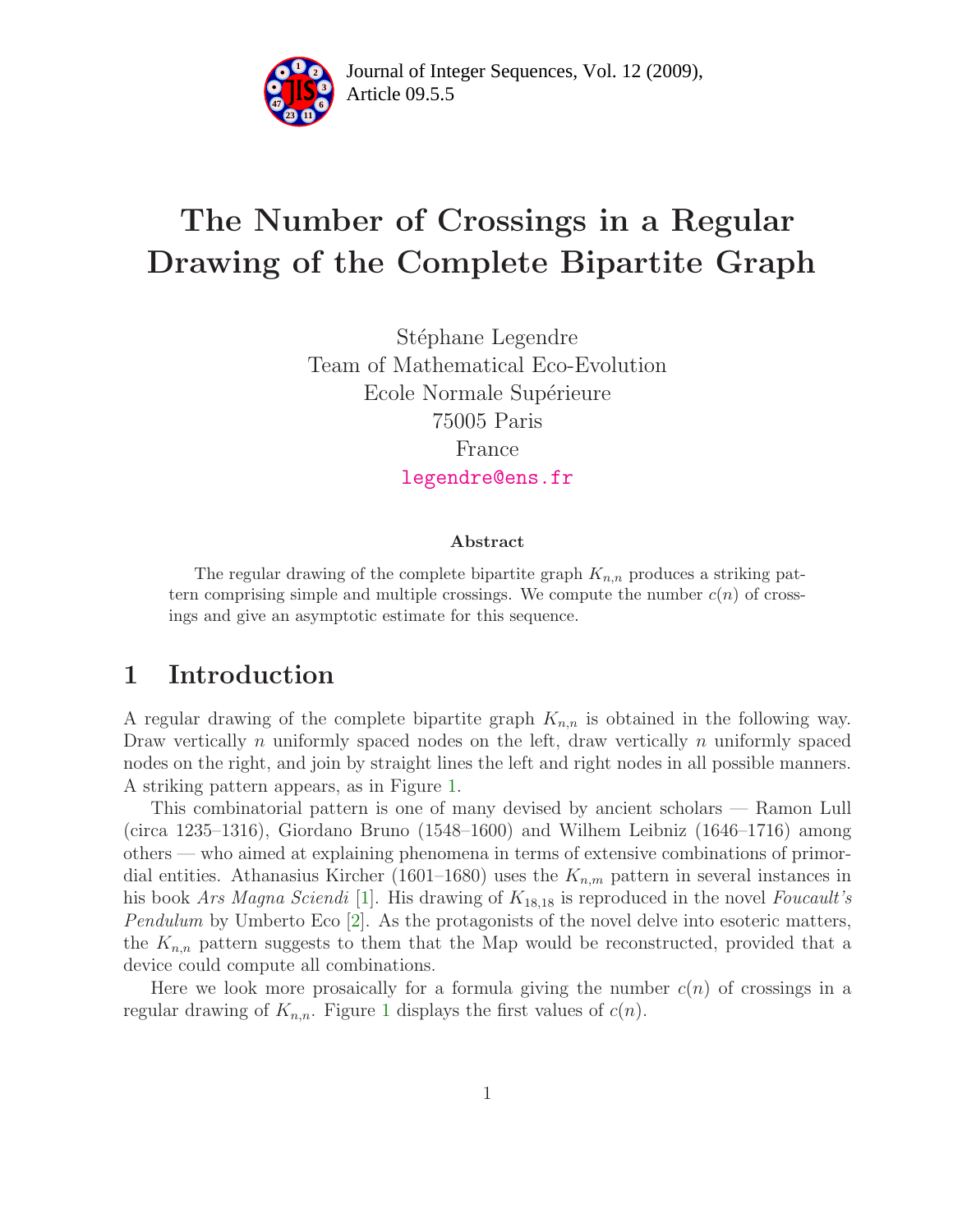# The Number of Crossings in a Regular Drawing of the Complete Bipartite Graph

Stéphane Legendre
Team of Mathematical Eco-Evolution
Ecole Normale Supérieure
75005 Paris
France
legendre@ens.fr

### Abstract

The regular drawing of the complete bipartite graph $K_{n,n}$ produces a striking pattern comprising simple and multiple crossings. We compute the number $c(n)$ of crossings and give an asymptotic estimate for this sequence.

## 1 Introduction

A regular drawing of the complete bipartite graph $K_{n,n}$ is obtained in the following way. Draw vertically $n$ uniformly spaced nodes on the left, draw vertically $n$ uniformly spaced nodes on the right, and join by straight lines the left and right nodes in all possible manners. A striking pattern appears, as in Figure 1.

This combinatorial pattern is one of many devised by ancient scholars — Ramon Lull (circa 1235–1316), Giordano Bruno (1548–1600) and Wilhem Leibniz (1646–1716) among others — who aimed at explaining phenomena in terms of extensive combinations of primordial entities. Athanasius Kircher (1601–1680) uses the $K_{n,m}$ pattern in several instances in his book *Ars Magna Sciendi* [1]. His drawing of $K_{18,18}$ is reproduced in the novel *Foucault's Pendulum* by Umberto Eco [2]. As the protagonists of the novel delve into esoteric matters, the $K_{n,n}$ pattern suggests to them that the Map would be reconstructed, provided that a device could compute all combinations.

Here we look more prosaically for a formula giving the number $c(n)$ of crossings in a regular drawing of $K_{n,n}$. Figure 1 displays the first values of $c(n)$.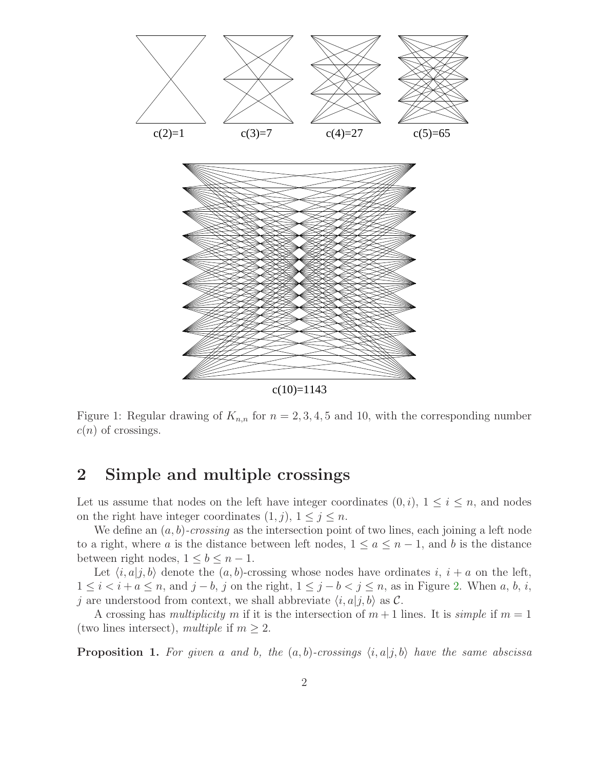c(2)=1 c(3)=7 c(4)=27 c(5)=65

c(10)=1143

Figure 1: Regular drawing of $K_{n,n}$ for $n = 2, 3, 4, 5$ and 10, with the corresponding number $c(n)$ of crossings.

## 2 Simple and multiple crossings

Let us assume that nodes on the left have integer coordinates $(0, i)$, $1 \le i \le n$, and nodes on the right have integer coordinates $(1, j)$, $1 \le j \le n$.

We define an $(a, b)$-*crossing* as the intersection point of two lines, each joining a left node to a right, where $a$ is the distance between left nodes, $1 \le a \le n-1$, and $b$ is the distance between right nodes, $1 \le b \le n-1$.

Let $\langle i, a|j, b\rangle$ denote the $(a, b)$-crossing whose nodes have ordinates $i$, $i+a$ on the left, $1 \le i < i+a \le n$, and $j-b$, $j$ on the right, $1 \le j-b < j \le n$, as in Figure 2. When $a$, $b$, $i$, $j$ are understood from context, we shall abbreviate $\langle i, a|j, b\rangle$ as $\mathcal{C}$.

A crossing has *multiplicity* $m$ if it is the intersection of $m+1$ lines. It is *simple* if $m = 1$ (two lines intersect), *multiple* if $m \ge 2$.

**Proposition 1.** *For given $a$ and $b$, the $(a, b)$-crossings $\langle i, a|j, b\rangle$ have the same abscissa*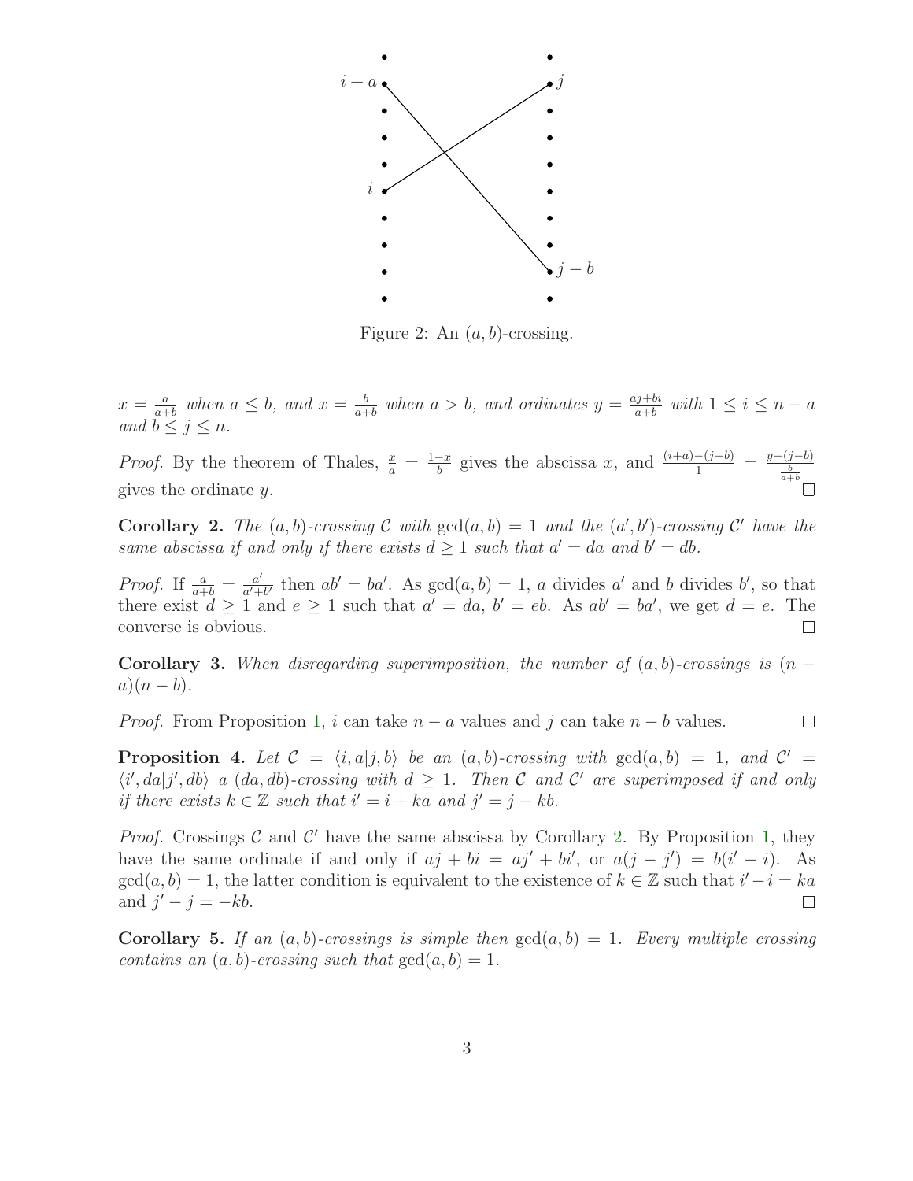Figure 2: An $(a,b)$-crossing.

$x = \frac{a}{a+b}$ *when* $a \leq b$, *and* $x = \frac{b}{a+b}$ *when* $a > b$, *and ordinates* $y = \frac{aj+bi}{a+b}$ *with* $1 \leq i \leq n-a$ *and* $b \leq j \leq n$.

*Proof.* By the theorem of Thales, $\frac{x}{a} = \frac{1-x}{b}$ gives the abscissa $x$, and $\frac{(i+a)-(j-b)}{1} = \frac{y-(j-b)}{\frac{b}{a+b}}$ gives the ordinate $y$. □

**Corollary 2.** *The* $(a,b)$*-crossing* $\mathcal{C}$ *with* $\gcd(a,b) = 1$ *and the* $(a',b')$*-crossing* $\mathcal{C}'$ *have the same abscissa if and only if there exists* $d \geq 1$ *such that* $a' = da$ *and* $b' = db$.

*Proof.* If $\frac{a}{a+b} = \frac{a'}{a'+b'}$ then $ab' = ba'$. As $\gcd(a,b) = 1$, $a$ divides $a'$ and $b$ divides $b'$, so that there exist $d \geq 1$ and $e \geq 1$ such that $a' = da$, $b' = eb$. As $ab' = ba'$, we get $d = e$. The converse is obvious. □

**Corollary 3.** *When disregarding superimposition, the number of* $(a,b)$*-crossings is* $(n-a)(n-b)$.

*Proof.* From Proposition 1, $i$ can take $n-a$ values and $j$ can take $n-b$ values. □

**Proposition 4.** *Let* $\mathcal{C} = \langle i, a | j, b\rangle$ *be an* $(a,b)$*-crossing with* $\gcd(a,b) = 1$, *and* $\mathcal{C}' = \langle i', da | j', db\rangle$ *a* $(da, db)$*-crossing with* $d \geq 1$. *Then* $\mathcal{C}$ *and* $\mathcal{C}'$ *are superimposed if and only if there exists* $k \in \mathbb{Z}$ *such that* $i' = i + ka$ *and* $j' = j - kb$.

*Proof.* Crossings $\mathcal{C}$ and $\mathcal{C}'$ have the same abscissa by Corollary 2. By Proposition 1, they have the same ordinate if and only if $aj + bi = aj' + bi'$, or $a(j - j') = b(i' - i)$. As $\gcd(a,b) = 1$, the latter condition is equivalent to the existence of $k \in \mathbb{Z}$ such that $i' - i = ka$ and $j' - j = -kb$. □

**Corollary 5.** *If an* $(a,b)$*-crossings is simple then* $\gcd(a,b) = 1$. *Every multiple crossing contains an* $(a,b)$*-crossing such that* $\gcd(a,b) = 1$.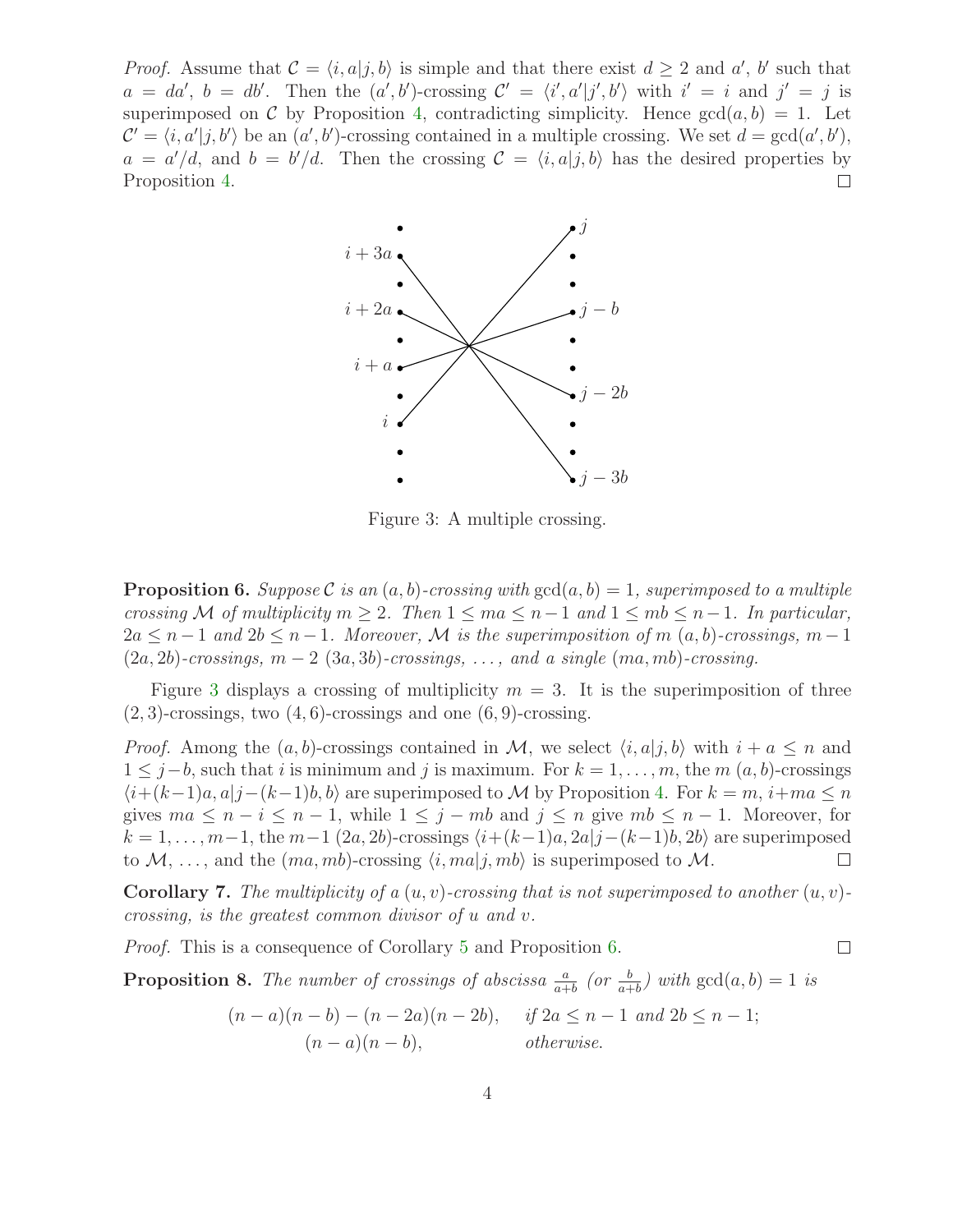*Proof.* Assume that $\mathcal{C} = \langle i, a|j, b\rangle$ is simple and that there exist $d \geq 2$ and $a'$, $b'$ such that $a = da'$, $b = db'$. Then the $(a', b')$-crossing $\mathcal{C}' = \langle i', a'|j', b'\rangle$ with $i' = i$ and $j' = j$ is superimposed on $\mathcal{C}$ by Proposition 4, contradicting simplicity. Hence $\gcd(a, b) = 1$. Let $\mathcal{C}' = \langle i, a'|j, b'\rangle$ be an $(a', b')$-crossing contained in a multiple crossing. We set $d = \gcd(a', b')$, $a = a'/d$, and $b = b'/d$. Then the crossing $\mathcal{C} = \langle i, a|j, b\rangle$ has the desired properties by Proposition 4. □

Figure 3: A multiple crossing.

**Proposition 6.** *Suppose $\mathcal{C}$ is an $(a, b)$-crossing with $\gcd(a, b) = 1$, superimposed to a multiple crossing $\mathcal{M}$ of multiplicity $m \geq 2$. Then $1 \leq ma \leq n-1$ and $1 \leq mb \leq n-1$. In particular, $2a \leq n-1$ and $2b \leq n-1$. Moreover, $\mathcal{M}$ is the superimposition of $m$ $(a, b)$-crossings, $m-1$ $(2a, 2b)$-crossings, $m-2$ $(3a, 3b)$-crossings, ..., and a single $(ma, mb)$-crossing.*

Figure 3 displays a crossing of multiplicity $m = 3$. It is the superimposition of three $(2, 3)$-crossings, two $(4, 6)$-crossings and one $(6, 9)$-crossing.

*Proof.* Among the $(a, b)$-crossings contained in $\mathcal{M}$, we select $\langle i, a|j, b\rangle$ with $i + a \leq n$ and $1 \leq j - b$, such that $i$ is minimum and $j$ is maximum. For $k = 1, \ldots, m$, the $m$ $(a, b)$-crossings $\langle i+(k-1)a, a|j-(k-1)b, b\rangle$ are superimposed to $\mathcal{M}$ by Proposition 4. For $k = m$, $i+ma \leq n$ gives $ma \leq n-i \leq n-1$, while $1 \leq j-mb$ and $j \leq n$ give $mb \leq n-1$. Moreover, for $k = 1, \ldots, m-1$, the $m-1$ $(2a, 2b)$-crossings $\langle i+(k-1)a, 2a|j-(k-1)b, 2b\rangle$ are superimposed to $\mathcal{M}$, ..., and the $(ma, mb)$-crossing $\langle i, ma|j, mb\rangle$ is superimposed to $\mathcal{M}$. □

**Corollary 7.** *The multiplicity of a $(u, v)$-crossing that is not superimposed to another $(u, v)$-crossing, is the greatest common divisor of $u$ and $v$.*

*Proof.* This is a consequence of Corollary 5 and Proposition 6. □

**Proposition 8.** *The number of crossings of abscissa $\frac{a}{a+b}$ (or $\frac{b}{a+b}$) with $\gcd(a, b) = 1$ is*

$$
\begin{array}{ll}
(n-a)(n-b) - (n-2a)(n-2b), & \text{if } 2a \leq n-1 \text{ and } 2b \leq n-1; \\
(n-a)(n-b), & \text{otherwise.}
\end{array}
$$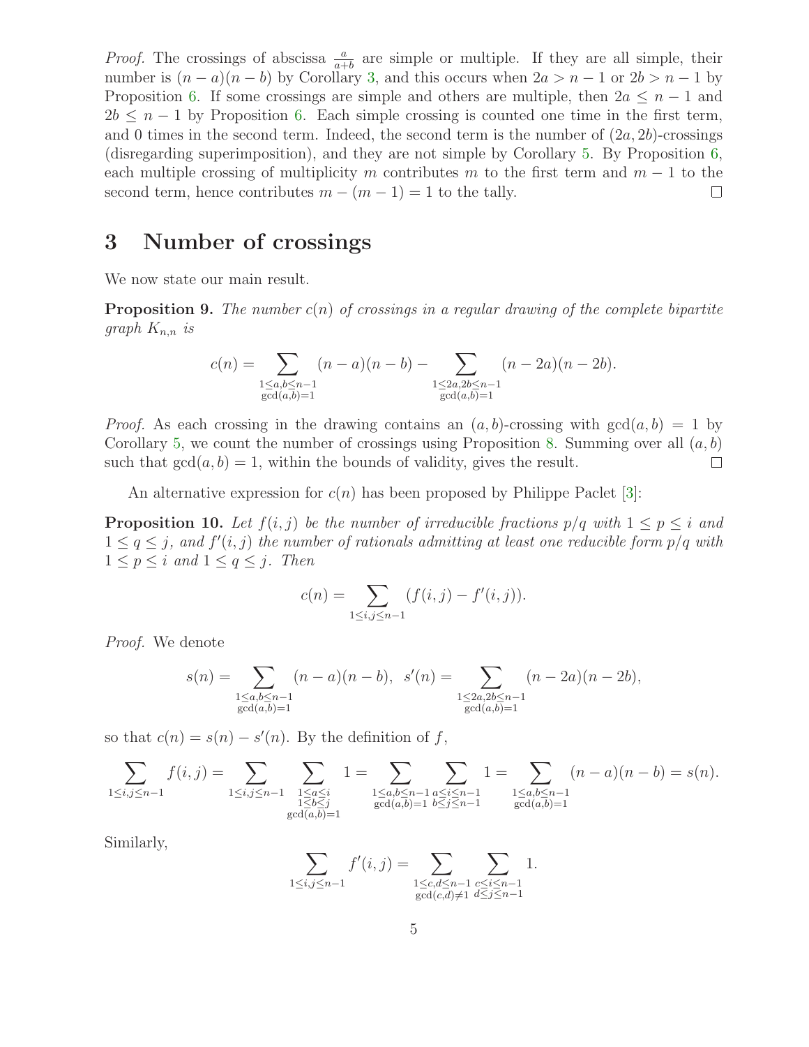*Proof.* The crossings of abscissa $\frac{a}{a+b}$ are simple or multiple. If they are all simple, their number is $(n-a)(n-b)$ by Corollary 3, and this occurs when $2a > n-1$ or $2b > n-1$ by Proposition 6. If some crossings are simple and others are multiple, then $2a \leq n-1$ and $2b \leq n-1$ by Proposition 6. Each simple crossing is counted one time in the first term, and 0 times in the second term. Indeed, the second term is the number of $(2a, 2b)$-crossings (disregarding superimposition), and they are not simple by Corollary 5. By Proposition 6, each multiple crossing of multiplicity $m$ contributes $m$ to the first term and $m-1$ to the second term, hence contributes $m-(m-1) = 1$ to the tally. □

# 3 Number of crossings

We now state our main result.

**Proposition 9.** *The number $c(n)$ of crossings in a regular drawing of the complete bipartite graph $K_{n,n}$ is*

$$c(n) = \sum_{\substack{1 \leq a,b \leq n-1 \\ \gcd(a,b)=1}} (n-a)(n-b) - \sum_{\substack{1 \leq 2a,2b \leq n-1 \\ \gcd(a,b)=1}} (n-2a)(n-2b).$$

*Proof.* As each crossing in the drawing contains an $(a, b)$-crossing with $\gcd(a, b) = 1$ by Corollary 5, we count the number of crossings using Proposition 8. Summing over all $(a, b)$ such that $\gcd(a, b) = 1$, within the bounds of validity, gives the result. □

An alternative expression for $c(n)$ has been proposed by Philippe Paclet [3]:

**Proposition 10.** *Let $f(i, j)$ be the number of irreducible fractions $p/q$ with $1 \leq p \leq i$ and $1 \leq q \leq j$, and $f'(i, j)$ the number of rationals admitting at least one reducible form $p/q$ with $1 \leq p \leq i$ and $1 \leq q \leq j$. Then*

$$c(n) = \sum_{1 \leq i,j \leq n-1} (f(i,j) - f'(i,j)).$$

*Proof.* We denote

$$s(n) = \sum_{\substack{1 \leq a,b \leq n-1 \\ \gcd(a,b)=1}} (n-a)(n-b), \quad s'(n) = \sum_{\substack{1 \leq 2a,2b \leq n-1 \\ \gcd(a,b)=1}} (n-2a)(n-2b),$$

so that $c(n) = s(n) - s'(n)$. By the definition of $f$,

$$\sum_{1 \leq i,j \leq n-1} f(i,j) = \sum_{1 \leq i,j \leq n-1} \sum_{\substack{1 \leq a \leq i \\ 1 \leq b \leq j \\ \gcd(a,b)=1}} 1 = \sum_{\substack{1 \leq a,b \leq n-1 \\ \gcd(a,b)=1}} \sum_{\substack{a \leq i \leq n-1 \\ b \leq j \leq n-1}} 1 = \sum_{\substack{1 \leq a,b \leq n-1 \\ \gcd(a,b)=1}} (n-a)(n-b) = s(n).$$

Similarly,

$$\sum_{1 \leq i,j \leq n-1} f'(i,j) = \sum_{\substack{1 \leq c,d \leq n-1 \\ \gcd(c,d) \neq 1}} \sum_{\substack{c \leq i \leq n-1 \\ d \leq j \leq n-1}} 1.$$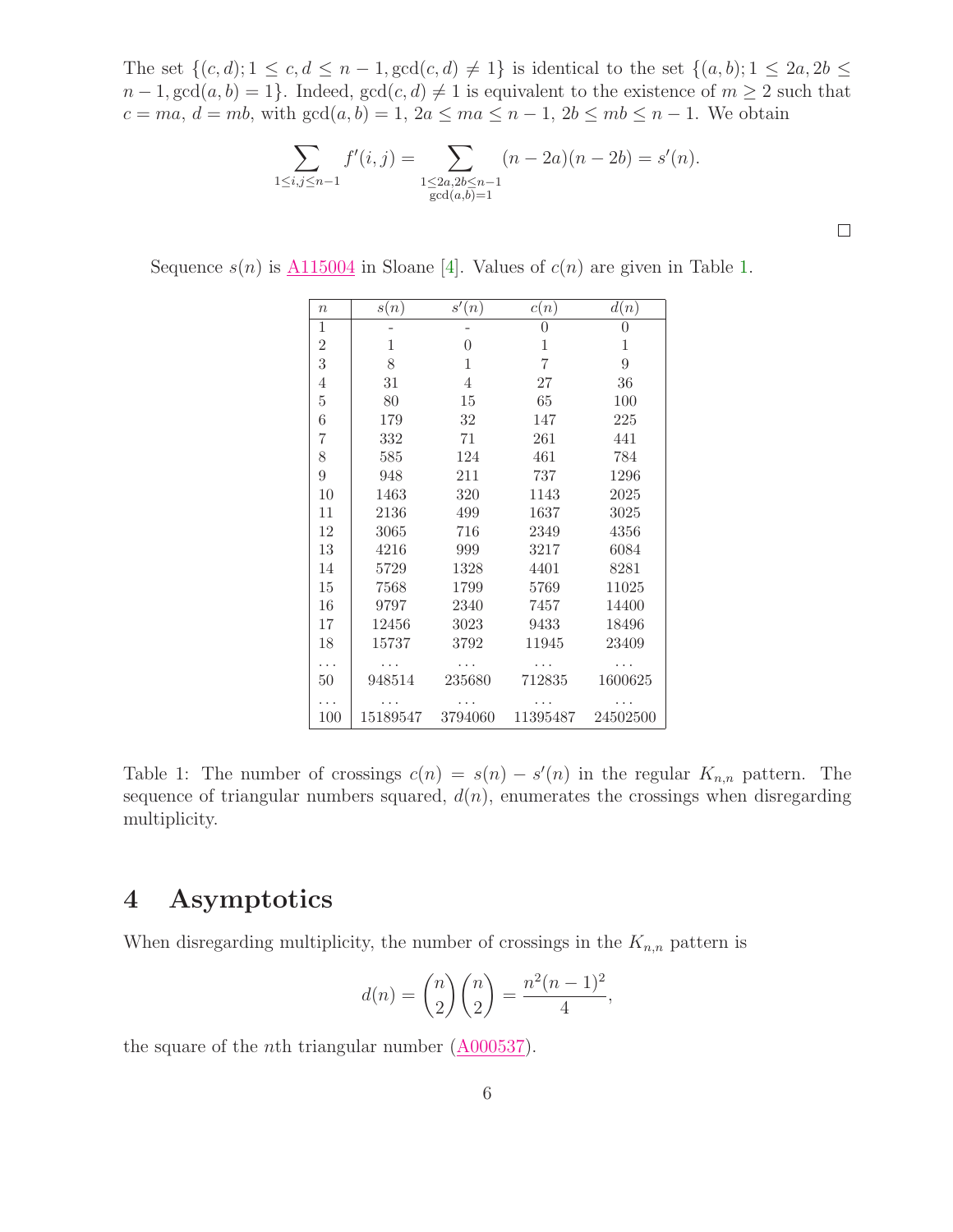The set $\{(c, d); 1 \leq c, d \leq n-1, \gcd(c, d) \neq 1\}$ is identical to the set $\{(a, b); 1 \leq 2a, 2b \leq n-1, \gcd(a, b) = 1\}$. Indeed, $\gcd(c, d) \neq 1$ is equivalent to the existence of $m \geq 2$ such that $c = ma$, $d = mb$, with $\gcd(a, b) = 1$, $2a \leq ma \leq n-1$, $2b \leq mb \leq n-1$. We obtain

$$\sum_{1 \leq i,j \leq n-1} f'(i, j) = \sum_{\substack{1 \leq 2a, 2b \leq n-1 \\ \gcd(a,b)=1}} (n-2a)(n-2b) = s'(n).$$

□

Sequence $s(n)$ is A115004 in Sloane [4]. Values of $c(n)$ are given in Table 1.

| $n$ | $s(n)$ | $s'(n)$ | $c(n)$ | $d(n)$ |
|---|---|---|---|---|
| 1 | - | - | 0 | 0 |
| 2 | 1 | 0 | 1 | 1 |
| 3 | 8 | 1 | 7 | 9 |
| 4 | 31 | 4 | 27 | 36 |
| 5 | 80 | 15 | 65 | 100 |
| 6 | 179 | 32 | 147 | 225 |
| 7 | 332 | 71 | 261 | 441 |
| 8 | 585 | 124 | 461 | 784 |
| 9 | 948 | 211 | 737 | 1296 |
| 10 | 1463 | 320 | 1143 | 2025 |
| 11 | 2136 | 499 | 1637 | 3025 |
| 12 | 3065 | 716 | 2349 | 4356 |
| 13 | 4216 | 999 | 3217 | 6084 |
| 14 | 5729 | 1328 | 4401 | 8281 |
| 15 | 7568 | 1799 | 5769 | 11025 |
| 16 | 9797 | 2340 | 7457 | 14400 |
| 17 | 12456 | 3023 | 9433 | 18496 |
| 18 | 15737 | 3792 | 11945 | 23409 |
| ... | ... | ... | ... | ... |
| 50 | 948514 | 235680 | 712835 | 1600625 |
| ... | ... | ... | ... | ... |
| 100 | 15189547 | 3794060 | 11395487 | 24502500 |

Table 1: The number of crossings $c(n) = s(n) - s'(n)$ in the regular $K_{n,n}$ pattern. The sequence of triangular numbers squared, $d(n)$, enumerates the crossings when disregarding multiplicity.

# 4 Asymptotics

When disregarding multiplicity, the number of crossings in the $K_{n,n}$ pattern is

$$d(n) = \binom{n}{2}\binom{n}{2} = \frac{n^2(n-1)^2}{4},$$

the square of the $n$th triangular number (A000537).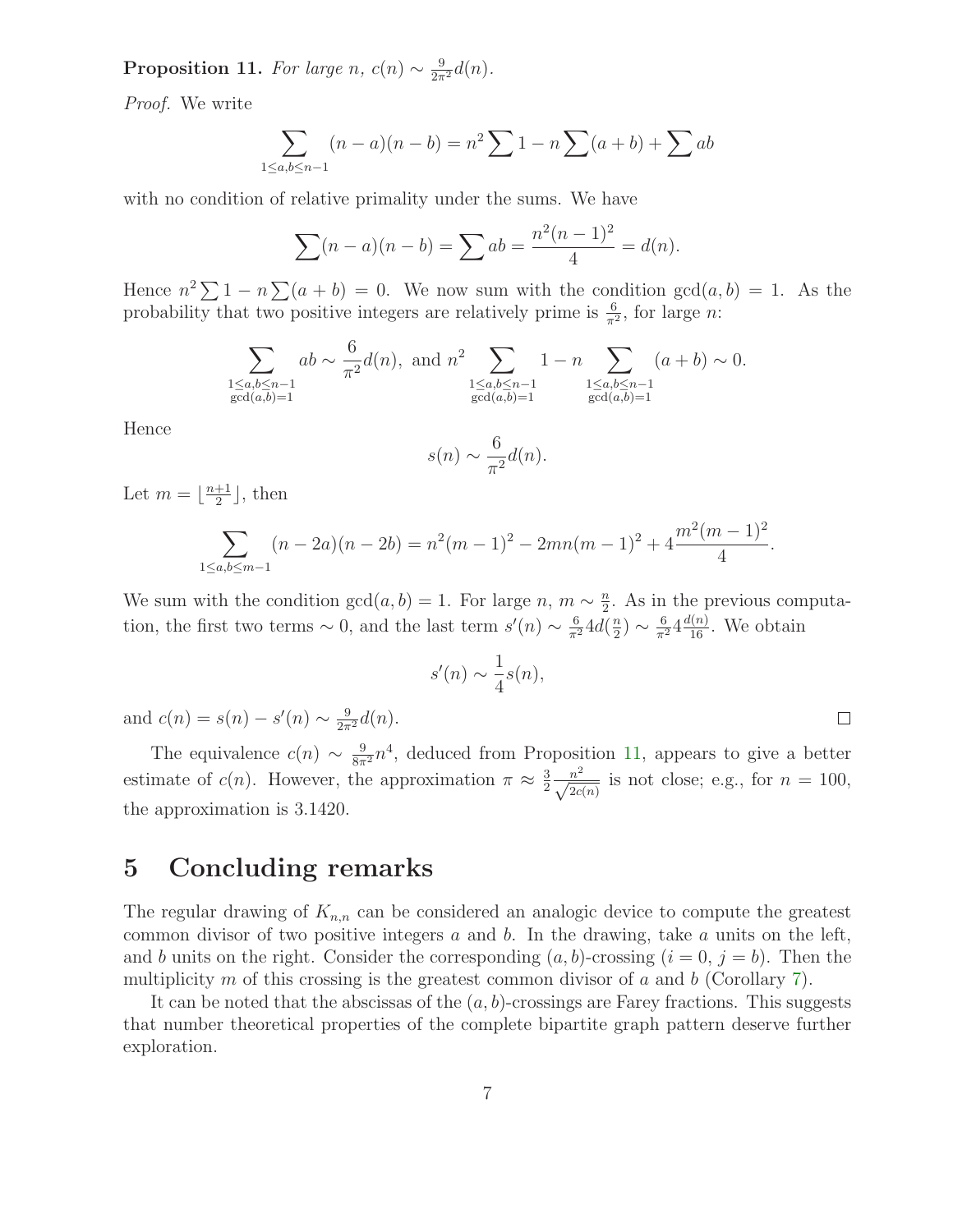**Proposition 11.** *For large $n$, $c(n) \sim \frac{9}{2\pi^2} d(n)$.*

*Proof.* We write

$$\sum_{1 \le a,b \le n-1} (n-a)(n-b) = n^2 \sum 1 - n \sum (a+b) + \sum ab$$

with no condition of relative primality under the sums. We have

$$\sum (n-a)(n-b) = \sum ab = \frac{n^2(n-1)^2}{4} = d(n).$$

Hence $n^2 \sum 1 - n \sum (a+b) = 0$. We now sum with the condition $\gcd(a,b) = 1$. As the probability that two positive integers are relatively prime is $\frac{6}{\pi^2}$, for large $n$:

$$\sum_{\substack{1 \le a,b \le n-1 \\ \gcd(a,b)=1}} ab \sim \frac{6}{\pi^2} d(n), \text{ and } n^2 \sum_{\substack{1 \le a,b \le n-1 \\ \gcd(a,b)=1}} 1 - n \sum_{\substack{1 \le a,b \le n-1 \\ \gcd(a,b)=1}} (a+b) \sim 0.$$

Hence

$$s(n) \sim \frac{6}{\pi^2} d(n).$$

Let $m = \lfloor \frac{n+1}{2} \rfloor$, then

$$\sum_{1 \le a,b \le m-1} (n-2a)(n-2b) = n^2(m-1)^2 - 2mn(m-1)^2 + 4\frac{m^2(m-1)^2}{4}.$$

We sum with the condition $\gcd(a,b) = 1$. For large $n$, $m \sim \frac{n}{2}$. As in the previous computation, the first two terms $\sim 0$, and the last term $s'(n) \sim \frac{6}{\pi^2} 4 d(\frac{n}{2}) \sim \frac{6}{\pi^2} 4 \frac{d(n)}{16}$. We obtain

$$s'(n) \sim \frac{1}{4} s(n),$$

and $c(n) = s(n) - s'(n) \sim \frac{9}{2\pi^2} d(n)$. □

The equivalence $c(n) \sim \frac{9}{8\pi^2} n^4$, deduced from Proposition 11, appears to give a better estimate of $c(n)$. However, the approximation $\pi \approx \frac{3}{2} \frac{n^2}{\sqrt{2c(n)}}$ is not close; e.g., for $n = 100$, the approximation is 3.1420.

# 5 Concluding remarks

The regular drawing of $K_{n,n}$ can be considered an analogic device to compute the greatest common divisor of two positive integers $a$ and $b$. In the drawing, take $a$ units on the left, and $b$ units on the right. Consider the corresponding $(a,b)$-crossing ($i = 0$, $j = b$). Then the multiplicity $m$ of this crossing is the greatest common divisor of $a$ and $b$ (Corollary 7).

It can be noted that the abscissas of the $(a,b)$-crossings are Farey fractions. This suggests that number theoretical properties of the complete bipartite graph pattern deserve further exploration.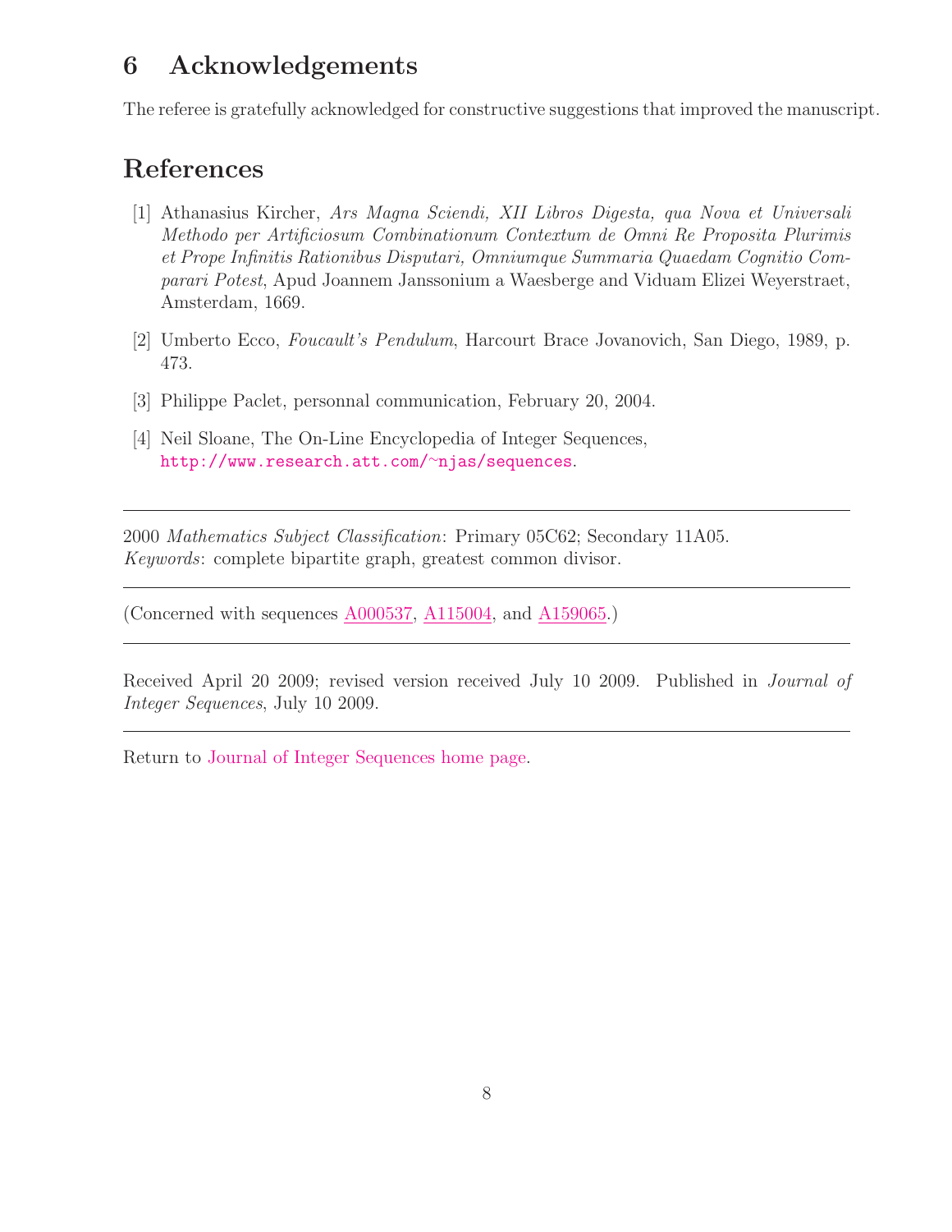## 6 Acknowledgements

The referee is gratefully acknowledged for constructive suggestions that improved the manuscript.

## References

[1] Athanasius Kircher, *Ars Magna Sciendi, XII Libros Digesta, qua Nova et Universali Methodo per Artificiosum Combinationum Contextum de Omni Re Proposita Plurimis et Prope Infinitis Rationibus Disputari, Omniumque Summaria Quaedam Cognitio Comparari Potest*, Apud Joannem Janssonium a Waesberge and Viduam Elizei Weyerstraet, Amsterdam, 1669.

[2] Umberto Ecco, *Foucault's Pendulum*, Harcourt Brace Jovanovich, San Diego, 1989, p. 473.

[3] Philippe Paclet, personnal communication, February 20, 2004.

[4] Neil Sloane, The On-Line Encyclopedia of Integer Sequences, http://www.research.att.com/~njas/sequences.

---

2000 *Mathematics Subject Classification*: Primary 05C62; Secondary 11A05.
*Keywords*: complete bipartite graph, greatest common divisor.

---

(Concerned with sequences A000537, A115004, and A159065.)

---

Received April 20 2009; revised version received July 10 2009. Published in *Journal of Integer Sequences*, July 10 2009.

---

Return to Journal of Integer Sequences home page.